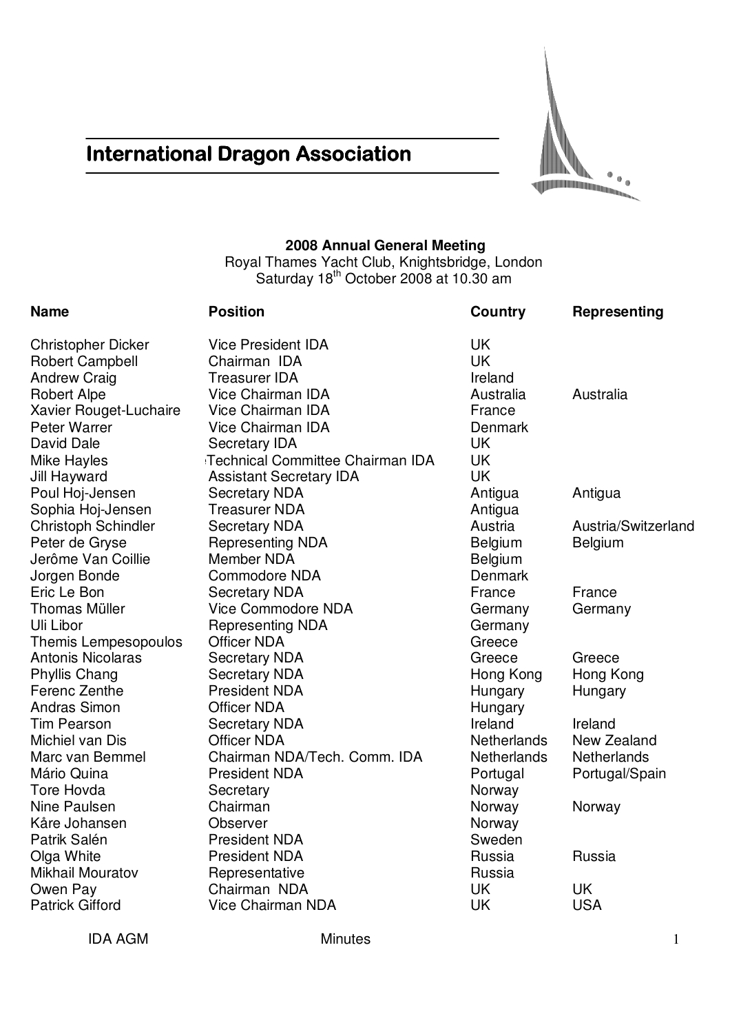# International Dragon Association

**2008 Annual General Meeting**
Royal Thames Yacht Club, Knightsbridge, London
Saturday 18th October 2008 at 10.30 am

| Name | Position | Country | Representing |
|---|---|---|---|
| Christopher Dicker | Vice President IDA | UK | |
| Robert Campbell | Chairman IDA | UK | |
| Andrew Craig | Treasurer IDA | Ireland | |
| Robert Alpe | Vice Chairman IDA | Australia | Australia |
| Xavier Rouget-Luchaire | Vice Chairman IDA | France | |
| Peter Warrer | Vice Chairman IDA | Denmark | |
| David Dale | Secretary IDA | UK | |
| Mike Hayles | Technical Committee Chairman IDA | UK | |
| Jill Hayward | Assistant Secretary IDA | UK | |
| Poul Hoj-Jensen | Secretary NDA | Antigua | Antigua |
| Sophia Hoj-Jensen | Treasurer NDA | Antigua | |
| Christoph Schindler | Secretary NDA | Austria | Austria/Switzerland |
| Peter de Gryse | Representing NDA | Belgium | Belgium |
| Jerôme Van Coillie | Member NDA | Belgium | |
| Jorgen Bonde | Commodore NDA | Denmark | |
| Eric Le Bon | Secretary NDA | France | France |
| Thomas Müller | Vice Commodore NDA | Germany | Germany |
| Uli Libor | Representing NDA | Germany | |
| Themis Lempesopoulos | Officer NDA | Greece | |
| Antonis Nicolaras | Secretary NDA | Greece | Greece |
| Phyllis Chang | Secretary NDA | Hong Kong | Hong Kong |
| Ferenc Zenthe | President NDA | Hungary | Hungary |
| Andras Simon | Officer NDA | Hungary | |
| Tim Pearson | Secretary NDA | Ireland | Ireland |
| Michiel van Dis | Officer NDA | Netherlands | New Zealand |
| Marc van Bemmel | Chairman NDA/Tech. Comm. IDA | Netherlands | Netherlands |
| Mário Quina | President NDA | Portugal | Portugal/Spain |
| Tore Hovda | Secretary | Norway | |
| Nine Paulsen | Chairman | Norway | Norway |
| Kåre Johansen | Observer | Norway | |
| Patrik Salén | President NDA | Sweden | |
| Olga White | President NDA | Russia | Russia |
| Mikhail Mouratov | Representative | Russia | |
| Owen Pay | Chairman NDA | UK | UK |
| Patrick Gifford | Vice Chairman NDA | UK | USA |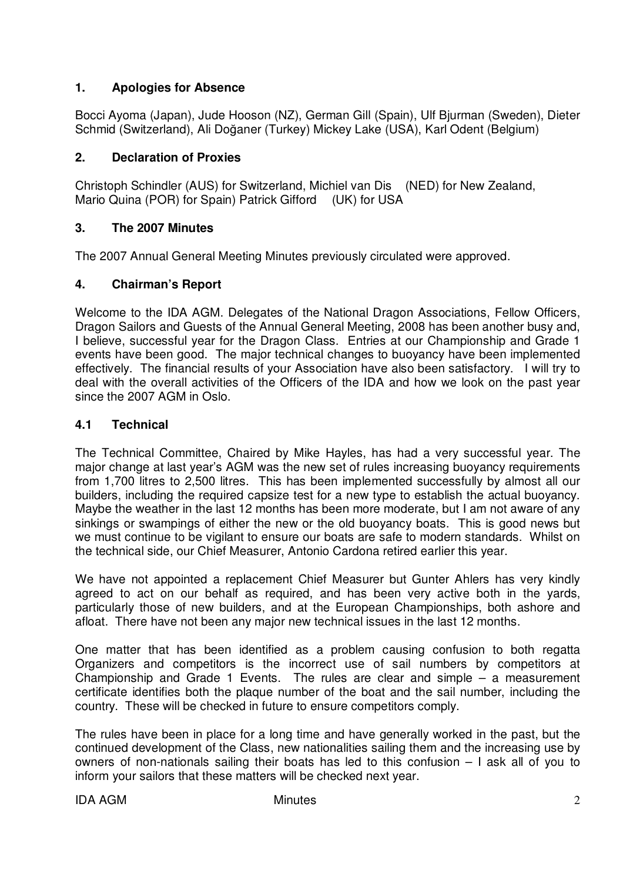## 1. Apologies for Absence

Bocci Ayoma (Japan), Jude Hooson (NZ), German Gill (Spain), Ulf Bjurman (Sweden), Dieter Schmid (Switzerland), Ali Doğaner (Turkey) Mickey Lake (USA), Karl Odent (Belgium)

## 2. Declaration of Proxies

Christoph Schindler (AUS) for Switzerland, Michiel van Dis (NED) for New Zealand, Mario Quina (POR) for Spain) Patrick Gifford (UK) for USA

## 3. The 2007 Minutes

The 2007 Annual General Meeting Minutes previously circulated were approved.

## 4. Chairman's Report

Welcome to the IDA AGM. Delegates of the National Dragon Associations, Fellow Officers, Dragon Sailors and Guests of the Annual General Meeting, 2008 has been another busy and, I believe, successful year for the Dragon Class. Entries at our Championship and Grade 1 events have been good. The major technical changes to buoyancy have been implemented effectively. The financial results of your Association have also been satisfactory. I will try to deal with the overall activities of the Officers of the IDA and how we look on the past year since the 2007 AGM in Oslo.

### 4.1 Technical

The Technical Committee, Chaired by Mike Hayles, has had a very successful year. The major change at last year's AGM was the new set of rules increasing buoyancy requirements from 1,700 litres to 2,500 litres. This has been implemented successfully by almost all our builders, including the required capsize test for a new type to establish the actual buoyancy. Maybe the weather in the last 12 months has been more moderate, but I am not aware of any sinkings or swampings of either the new or the old buoyancy boats. This is good news but we must continue to be vigilant to ensure our boats are safe to modern standards. Whilst on the technical side, our Chief Measurer, Antonio Cardona retired earlier this year.

We have not appointed a replacement Chief Measurer but Gunter Ahlers has very kindly agreed to act on our behalf as required, and has been very active both in the yards, particularly those of new builders, and at the European Championships, both ashore and afloat. There have not been any major new technical issues in the last 12 months.

One matter that has been identified as a problem causing confusion to both regatta Organizers and competitors is the incorrect use of sail numbers by competitors at Championship and Grade 1 Events. The rules are clear and simple – a measurement certificate identifies both the plaque number of the boat and the sail number, including the country. These will be checked in future to ensure competitors comply.

The rules have been in place for a long time and have generally worked in the past, but the continued development of the Class, new nationalities sailing them and the increasing use by owners of non-nationals sailing their boats has led to this confusion – I ask all of you to inform your sailors that these matters will be checked next year.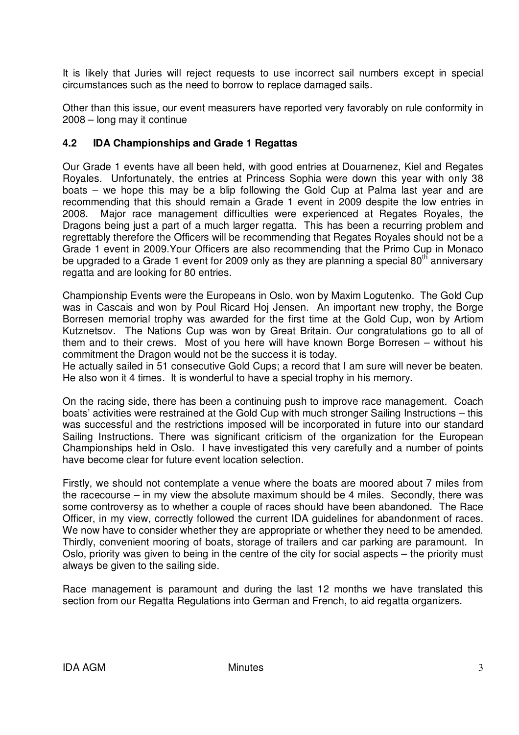It is likely that Juries will reject requests to use incorrect sail numbers except in special circumstances such as the need to borrow to replace damaged sails.

Other than this issue, our event measurers have reported very favorably on rule conformity in 2008 – long may it continue

### 4.2 IDA Championships and Grade 1 Regattas

Our Grade 1 events have all been held, with good entries at Douarnenez, Kiel and Regates Royales. Unfortunately, the entries at Princess Sophia were down this year with only 38 boats – we hope this may be a blip following the Gold Cup at Palma last year and are recommending that this should remain a Grade 1 event in 2009 despite the low entries in 2008. Major race management difficulties were experienced at Regates Royales, the Dragons being just a part of a much larger regatta. This has been a recurring problem and regrettably therefore the Officers will be recommending that Regates Royales should not be a Grade 1 event in 2009.Your Officers are also recommending that the Primo Cup in Monaco be upgraded to a Grade 1 event for 2009 only as they are planning a special 80th anniversary regatta and are looking for 80 entries.

Championship Events were the Europeans in Oslo, won by Maxim Logutenko. The Gold Cup was in Cascais and won by Poul Ricard Hoj Jensen. An important new trophy, the Borge Borresen memorial trophy was awarded for the first time at the Gold Cup, won by Artiom Kutznetsov. The Nations Cup was won by Great Britain. Our congratulations go to all of them and to their crews. Most of you here will have known Borge Borresen – without his commitment the Dragon would not be the success it is today.
He actually sailed in 51 consecutive Gold Cups; a record that I am sure will never be beaten. He also won it 4 times. It is wonderful to have a special trophy in his memory.

On the racing side, there has been a continuing push to improve race management. Coach boats' activities were restrained at the Gold Cup with much stronger Sailing Instructions – this was successful and the restrictions imposed will be incorporated in future into our standard Sailing Instructions. There was significant criticism of the organization for the European Championships held in Oslo. I have investigated this very carefully and a number of points have become clear for future event location selection.

Firstly, we should not contemplate a venue where the boats are moored about 7 miles from the racecourse – in my view the absolute maximum should be 4 miles. Secondly, there was some controversy as to whether a couple of races should have been abandoned. The Race Officer, in my view, correctly followed the current IDA guidelines for abandonment of races. We now have to consider whether they are appropriate or whether they need to be amended. Thirdly, convenient mooring of boats, storage of trailers and car parking are paramount. In Oslo, priority was given to being in the centre of the city for social aspects – the priority must always be given to the sailing side.

Race management is paramount and during the last 12 months we have translated this section from our Regatta Regulations into German and French, to aid regatta organizers.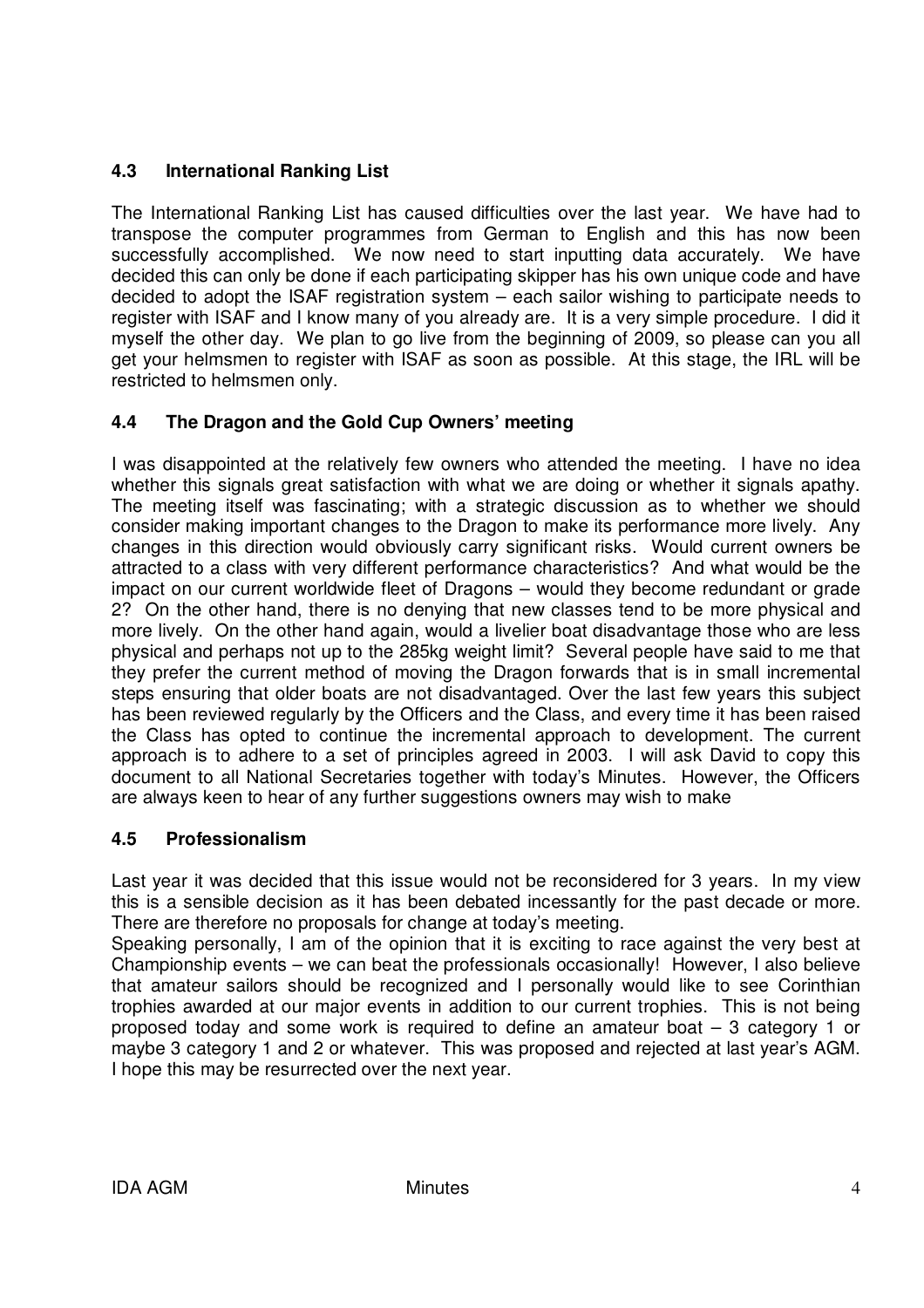### 4.3 International Ranking List

The International Ranking List has caused difficulties over the last year. We have had to transpose the computer programmes from German to English and this has now been successfully accomplished. We now need to start inputting data accurately. We have decided this can only be done if each participating skipper has his own unique code and have decided to adopt the ISAF registration system – each sailor wishing to participate needs to register with ISAF and I know many of you already are. It is a very simple procedure. I did it myself the other day. We plan to go live from the beginning of 2009, so please can you all get your helmsmen to register with ISAF as soon as possible. At this stage, the IRL will be restricted to helmsmen only.

### 4.4 The Dragon and the Gold Cup Owners' meeting

I was disappointed at the relatively few owners who attended the meeting. I have no idea whether this signals great satisfaction with what we are doing or whether it signals apathy. The meeting itself was fascinating; with a strategic discussion as to whether we should consider making important changes to the Dragon to make its performance more lively. Any changes in this direction would obviously carry significant risks. Would current owners be attracted to a class with very different performance characteristics? And what would be the impact on our current worldwide fleet of Dragons – would they become redundant or grade 2? On the other hand, there is no denying that new classes tend to be more physical and more lively. On the other hand again, would a livelier boat disadvantage those who are less physical and perhaps not up to the 285kg weight limit? Several people have said to me that they prefer the current method of moving the Dragon forwards that is in small incremental steps ensuring that older boats are not disadvantaged. Over the last few years this subject has been reviewed regularly by the Officers and the Class, and every time it has been raised the Class has opted to continue the incremental approach to development. The current approach is to adhere to a set of principles agreed in 2003. I will ask David to copy this document to all National Secretaries together with today's Minutes. However, the Officers are always keen to hear of any further suggestions owners may wish to make

### 4.5 Professionalism

Last year it was decided that this issue would not be reconsidered for 3 years. In my view this is a sensible decision as it has been debated incessantly for the past decade or more. There are therefore no proposals for change at today's meeting.

Speaking personally, I am of the opinion that it is exciting to race against the very best at Championship events – we can beat the professionals occasionally! However, I also believe that amateur sailors should be recognized and I personally would like to see Corinthian trophies awarded at our major events in addition to our current trophies. This is not being proposed today and some work is required to define an amateur boat – 3 category 1 or maybe 3 category 1 and 2 or whatever. This was proposed and rejected at last year's AGM. I hope this may be resurrected over the next year.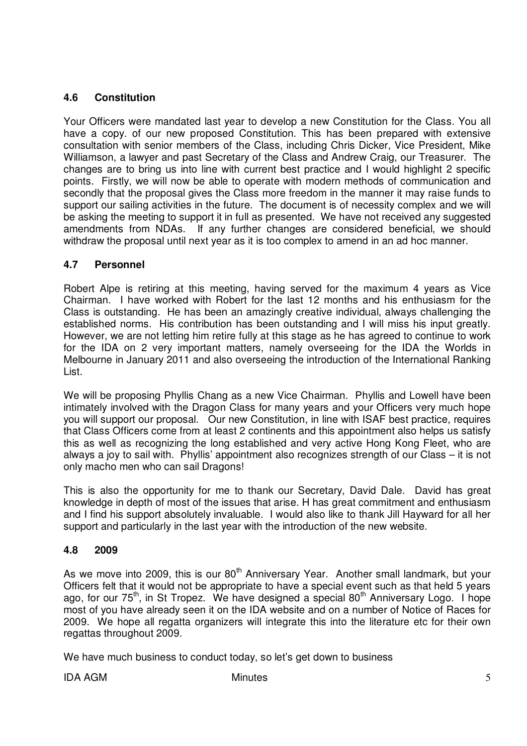### 4.6 Constitution

Your Officers were mandated last year to develop a new Constitution for the Class. You all have a copy. of our new proposed Constitution. This has been prepared with extensive consultation with senior members of the Class, including Chris Dicker, Vice President, Mike Williamson, a lawyer and past Secretary of the Class and Andrew Craig, our Treasurer. The changes are to bring us into line with current best practice and I would highlight 2 specific points. Firstly, we will now be able to operate with modern methods of communication and secondly that the proposal gives the Class more freedom in the manner it may raise funds to support our sailing activities in the future. The document is of necessity complex and we will be asking the meeting to support it in full as presented. We have not received any suggested amendments from NDAs. If any further changes are considered beneficial, we should withdraw the proposal until next year as it is too complex to amend in an ad hoc manner.

### 4.7 Personnel

Robert Alpe is retiring at this meeting, having served for the maximum 4 years as Vice Chairman. I have worked with Robert for the last 12 months and his enthusiasm for the Class is outstanding. He has been an amazingly creative individual, always challenging the established norms. His contribution has been outstanding and I will miss his input greatly. However, we are not letting him retire fully at this stage as he has agreed to continue to work for the IDA on 2 very important matters, namely overseeing for the IDA the Worlds in Melbourne in January 2011 and also overseeing the introduction of the International Ranking List.

We will be proposing Phyllis Chang as a new Vice Chairman. Phyllis and Lowell have been intimately involved with the Dragon Class for many years and your Officers very much hope you will support our proposal. Our new Constitution, in line with ISAF best practice, requires that Class Officers come from at least 2 continents and this appointment also helps us satisfy this as well as recognizing the long established and very active Hong Kong Fleet, who are always a joy to sail with. Phyllis' appointment also recognizes strength of our Class – it is not only macho men who can sail Dragons!

This is also the opportunity for me to thank our Secretary, David Dale. David has great knowledge in depth of most of the issues that arise. H has great commitment and enthusiasm and I find his support absolutely invaluable. I would also like to thank Jill Hayward for all her support and particularly in the last year with the introduction of the new website.

### 4.8 2009

As we move into 2009, this is our 80th Anniversary Year. Another small landmark, but your Officers felt that it would not be appropriate to have a special event such as that held 5 years ago, for our 75th, in St Tropez. We have designed a special 80th Anniversary Logo. I hope most of you have already seen it on the IDA website and on a number of Notice of Races for 2009. We hope all regatta organizers will integrate this into the literature etc for their own regattas throughout 2009.

We have much business to conduct today, so let's get down to business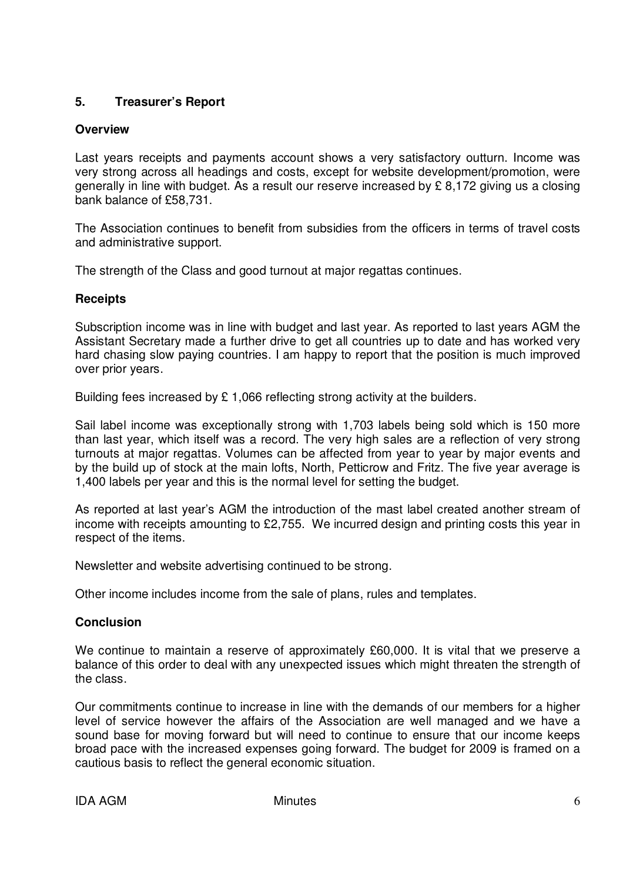## 5. Treasurer's Report

### Overview

Last years receipts and payments account shows a very satisfactory outturn. Income was very strong across all headings and costs, except for website development/promotion, were generally in line with budget. As a result our reserve increased by £ 8,172 giving us a closing bank balance of £58,731.

The Association continues to benefit from subsidies from the officers in terms of travel costs and administrative support.

The strength of the Class and good turnout at major regattas continues.

### Receipts

Subscription income was in line with budget and last year. As reported to last years AGM the Assistant Secretary made a further drive to get all countries up to date and has worked very hard chasing slow paying countries. I am happy to report that the position is much improved over prior years.

Building fees increased by £ 1,066 reflecting strong activity at the builders.

Sail label income was exceptionally strong with 1,703 labels being sold which is 150 more than last year, which itself was a record. The very high sales are a reflection of very strong turnouts at major regattas. Volumes can be affected from year to year by major events and by the build up of stock at the main lofts, North, Petticrow and Fritz. The five year average is 1,400 labels per year and this is the normal level for setting the budget.

As reported at last year's AGM the introduction of the mast label created another stream of income with receipts amounting to £2,755. We incurred design and printing costs this year in respect of the items.

Newsletter and website advertising continued to be strong.

Other income includes income from the sale of plans, rules and templates.

### Conclusion

We continue to maintain a reserve of approximately £60,000. It is vital that we preserve a balance of this order to deal with any unexpected issues which might threaten the strength of the class.

Our commitments continue to increase in line with the demands of our members for a higher level of service however the affairs of the Association are well managed and we have a sound base for moving forward but will need to continue to ensure that our income keeps broad pace with the increased expenses going forward. The budget for 2009 is framed on a cautious basis to reflect the general economic situation.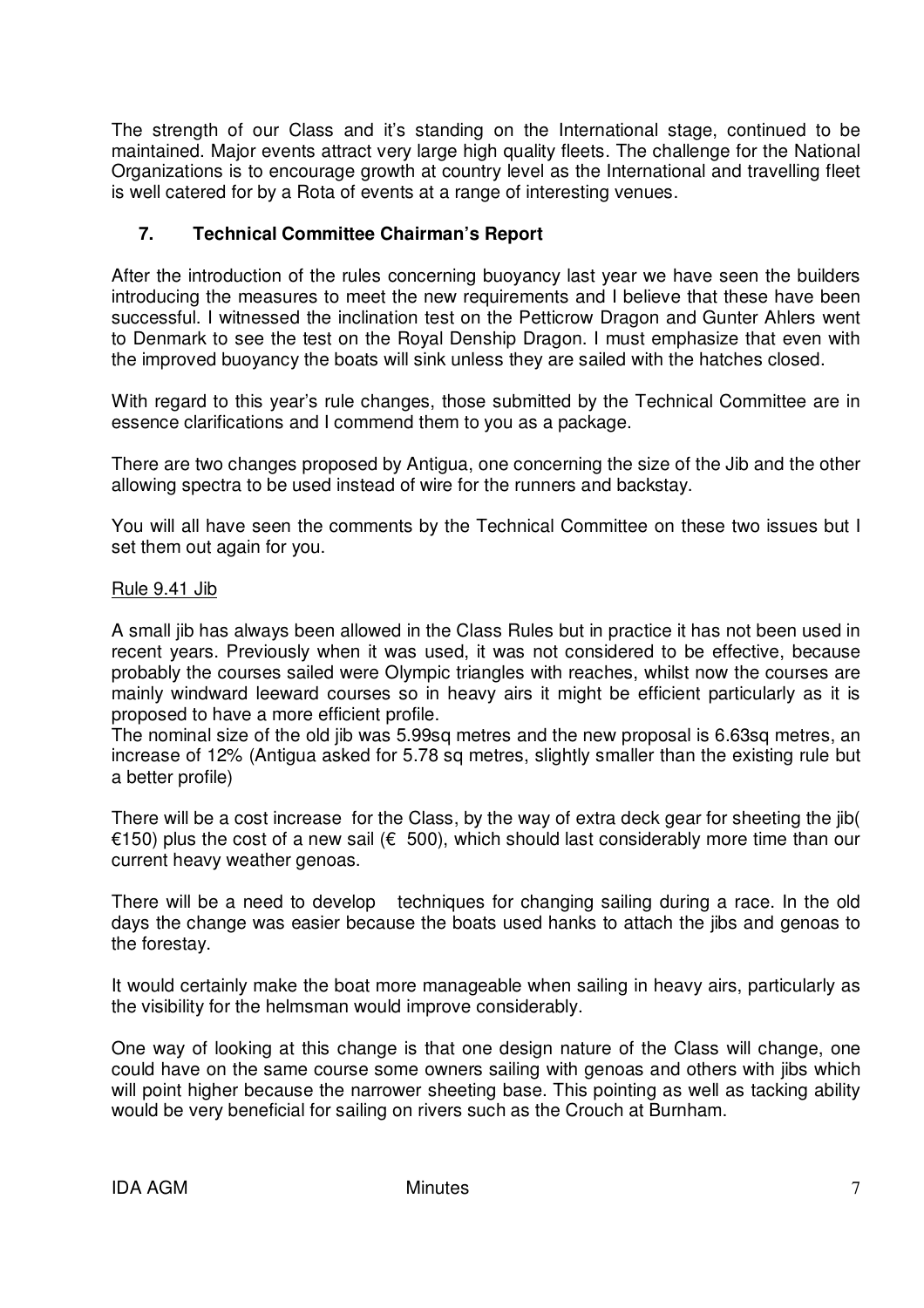The strength of our Class and it's standing on the International stage, continued to be maintained. Major events attract very large high quality fleets. The challenge for the National Organizations is to encourage growth at country level as the International and travelling fleet is well catered for by a Rota of events at a range of interesting venues.

## 7. Technical Committee Chairman's Report

After the introduction of the rules concerning buoyancy last year we have seen the builders introducing the measures to meet the new requirements and I believe that these have been successful. I witnessed the inclination test on the Petticrow Dragon and Gunter Ahlers went to Denmark to see the test on the Royal Denship Dragon. I must emphasize that even with the improved buoyancy the boats will sink unless they are sailed with the hatches closed.

With regard to this year's rule changes, those submitted by the Technical Committee are in essence clarifications and I commend them to you as a package.

There are two changes proposed by Antigua, one concerning the size of the Jib and the other allowing spectra to be used instead of wire for the runners and backstay.

You will all have seen the comments by the Technical Committee on these two issues but I set them out again for you.

Rule 9.41 Jib

A small jib has always been allowed in the Class Rules but in practice it has not been used in recent years. Previously when it was used, it was not considered to be effective, because probably the courses sailed were Olympic triangles with reaches, whilst now the courses are mainly windward leeward courses so in heavy airs it might be efficient particularly as it is proposed to have a more efficient profile.
The nominal size of the old jib was 5.99sq metres and the new proposal is 6.63sq metres, an increase of 12% (Antigua asked for 5.78 sq metres, slightly smaller than the existing rule but a better profile)

There will be a cost increase for the Class, by the way of extra deck gear for sheeting the jib( €150) plus the cost of a new sail (€ 500), which should last considerably more time than our current heavy weather genoas.

There will be a need to develop techniques for changing sailing during a race. In the old days the change was easier because the boats used hanks to attach the jibs and genoas to the forestay.

It would certainly make the boat more manageable when sailing in heavy airs, particularly as the visibility for the helmsman would improve considerably.

One way of looking at this change is that one design nature of the Class will change, one could have on the same course some owners sailing with genoas and others with jibs which will point higher because the narrower sheeting base. This pointing as well as tacking ability would be very beneficial for sailing on rivers such as the Crouch at Burnham.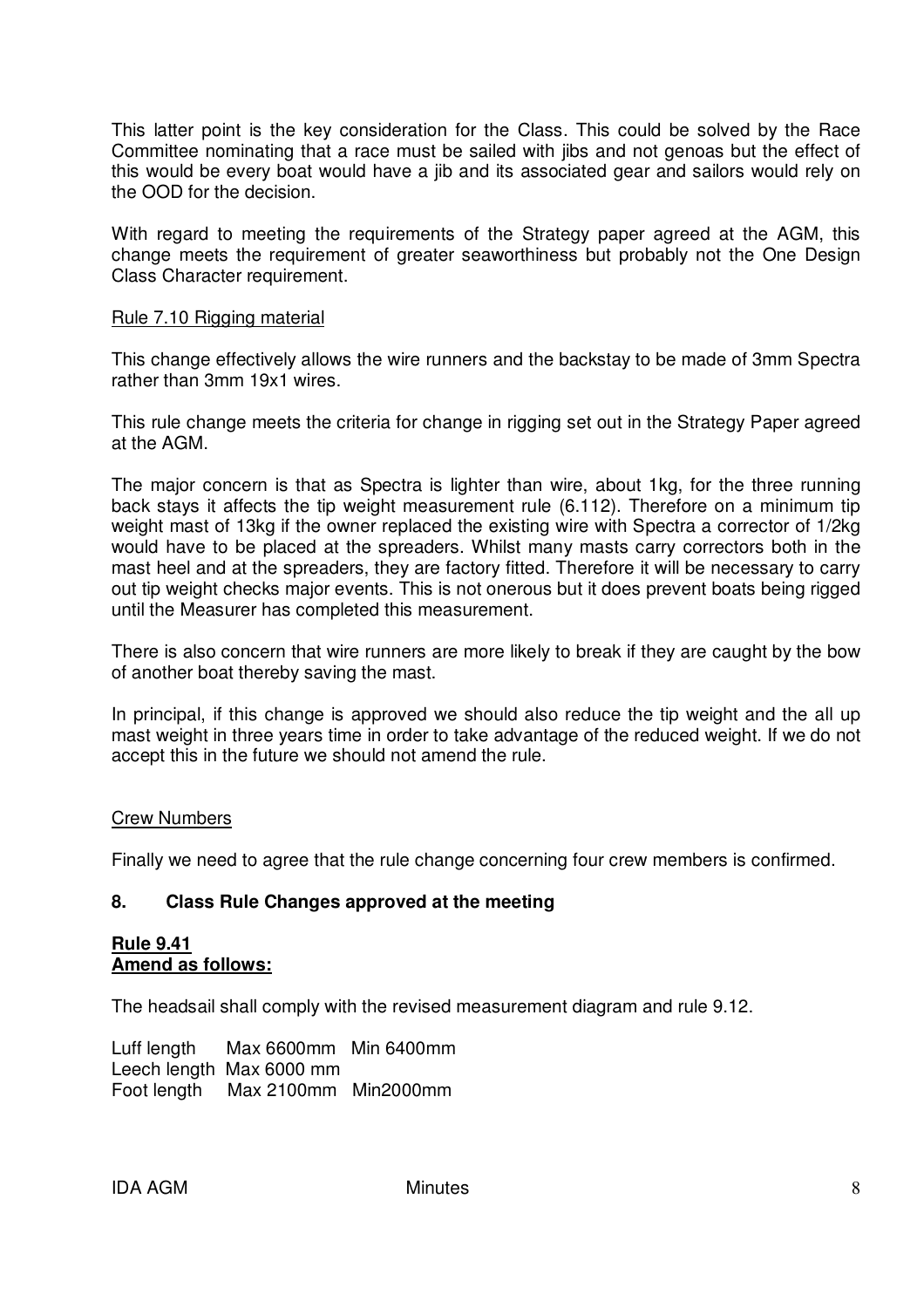This latter point is the key consideration for the Class. This could be solved by the Race Committee nominating that a race must be sailed with jibs and not genoas but the effect of this would be every boat would have a jib and its associated gear and sailors would rely on the OOD for the decision.

With regard to meeting the requirements of the Strategy paper agreed at the AGM, this change meets the requirement of greater seaworthiness but probably not the One Design Class Character requirement.

<u>Rule 7.10 Rigging material</u>

This change effectively allows the wire runners and the backstay to be made of 3mm Spectra rather than 3mm 19x1 wires.

This rule change meets the criteria for change in rigging set out in the Strategy Paper agreed at the AGM.

The major concern is that as Spectra is lighter than wire, about 1kg, for the three running back stays it affects the tip weight measurement rule (6.112). Therefore on a minimum tip weight mast of 13kg if the owner replaced the existing wire with Spectra a corrector of 1/2kg would have to be placed at the spreaders. Whilst many masts carry correctors both in the mast heel and at the spreaders, they are factory fitted. Therefore it will be necessary to carry out tip weight checks major events. This is not onerous but it does prevent boats being rigged until the Measurer has completed this measurement.

There is also concern that wire runners are more likely to break if they are caught by the bow of another boat thereby saving the mast.

In principal, if this change is approved we should also reduce the tip weight and the all up mast weight in three years time in order to take advantage of the reduced weight. If we do not accept this in the future we should not amend the rule.

<u>Crew Numbers</u>

Finally we need to agree that the rule change concerning four crew members is confirmed.

## 8. Class Rule Changes approved at the meeting

**<u>Rule 9.41</u>**
**<u>Amend as follows:</u>**

The headsail shall comply with the revised measurement diagram and rule 9.12.

Luff length Max 6600mm Min 6400mm
Leech length Max 6000 mm
Foot length Max 2100mm Min2000mm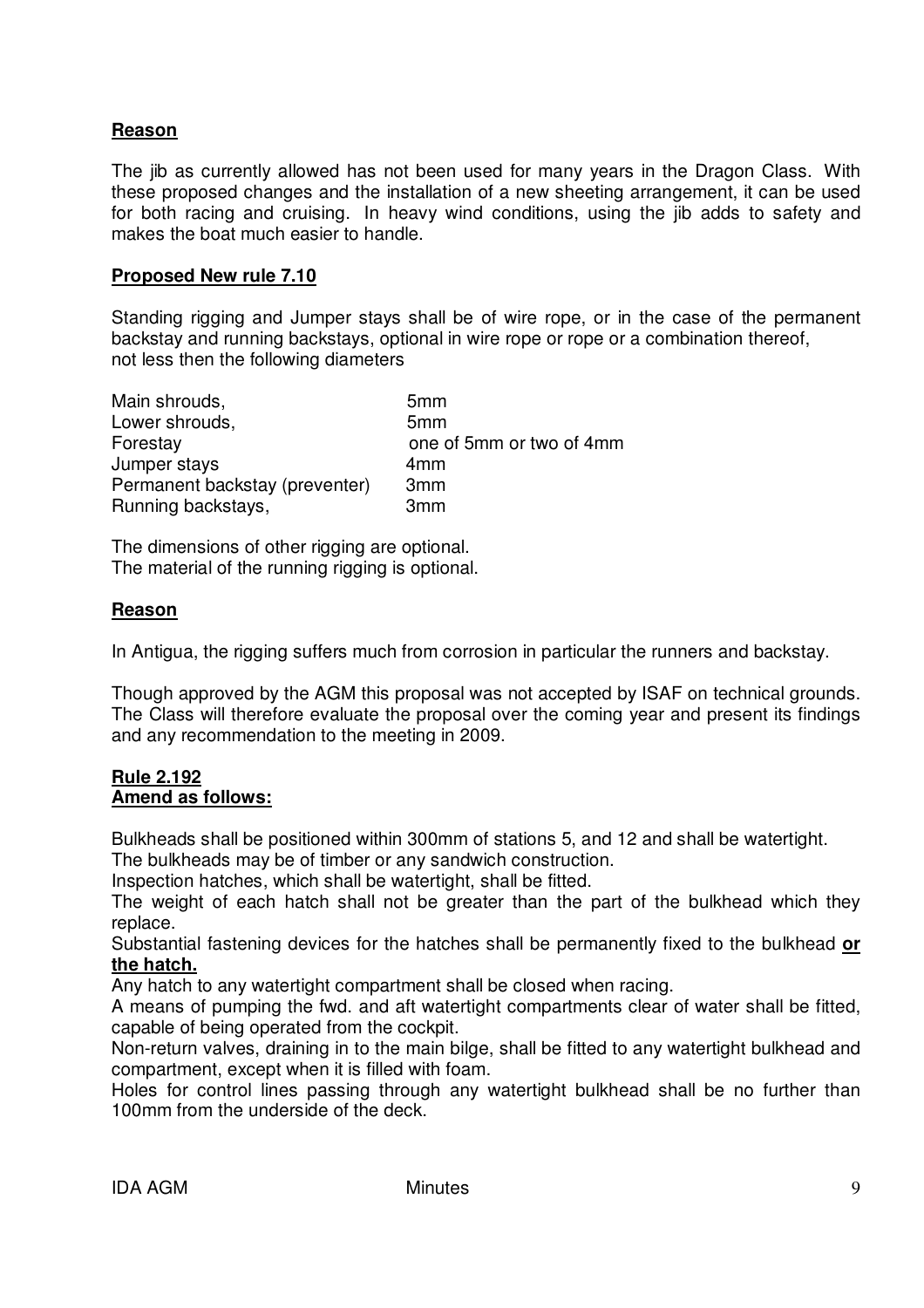**Reason**

The jib as currently allowed has not been used for many years in the Dragon Class. With these proposed changes and the installation of a new sheeting arrangement, it can be used for both racing and cruising. In heavy wind conditions, using the jib adds to safety and makes the boat much easier to handle.

**Proposed New rule 7.10**

Standing rigging and Jumper stays shall be of wire rope, or in the case of the permanent backstay and running backstays, optional in wire rope or rope or a combination thereof, not less then the following diameters

| | |
|---|---|
| Main shrouds, | 5mm |
| Lower shrouds, | 5mm |
| Forestay | one of 5mm or two of 4mm |
| Jumper stays | 4mm |
| Permanent backstay (preventer) | 3mm |
| Running backstays, | 3mm |

The dimensions of other rigging are optional.
The material of the running rigging is optional.

**Reason**

In Antigua, the rigging suffers much from corrosion in particular the runners and backstay.

Though approved by the AGM this proposal was not accepted by ISAF on technical grounds. The Class will therefore evaluate the proposal over the coming year and present its findings and any recommendation to the meeting in 2009.

**Rule 2.192**
**Amend as follows:**

Bulkheads shall be positioned within 300mm of stations 5, and 12 and shall be watertight.
The bulkheads may be of timber or any sandwich construction.
Inspection hatches, which shall be watertight, shall be fitted.
The weight of each hatch shall not be greater than the part of the bulkhead which they replace.
Substantial fastening devices for the hatches shall be permanently fixed to the bulkhead **or the hatch.**
Any hatch to any watertight compartment shall be closed when racing.
A means of pumping the fwd. and aft watertight compartments clear of water shall be fitted, capable of being operated from the cockpit.
Non-return valves, draining in to the main bilge, shall be fitted to any watertight bulkhead and compartment, except when it is filled with foam.
Holes for control lines passing through any watertight bulkhead shall be no further than 100mm from the underside of the deck.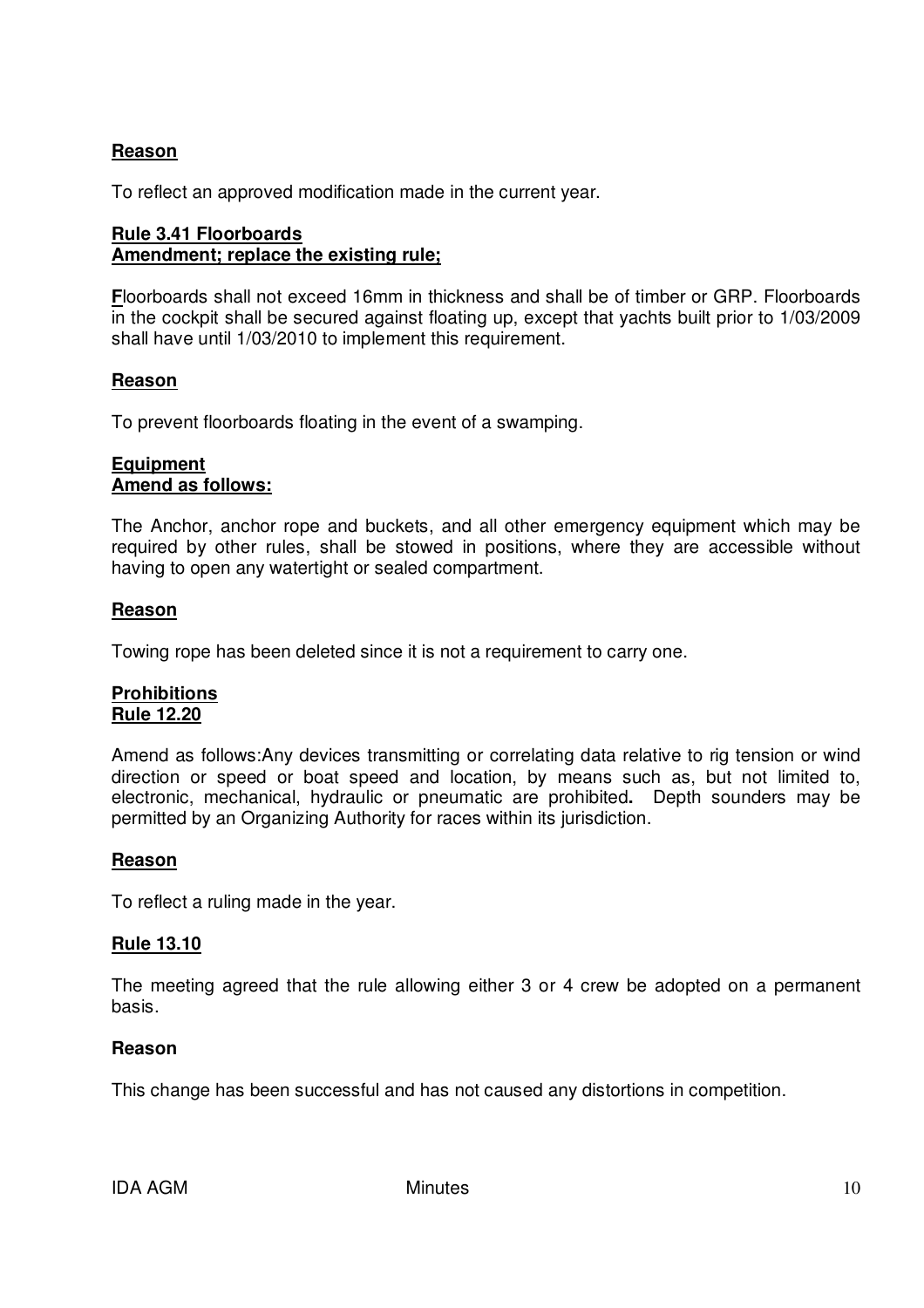**Reason**

To reflect an approved modification made in the current year.

**Rule 3.41 Floorboards**
**Amendment; replace the existing rule;**

**F**loorboards shall not exceed 16mm in thickness and shall be of timber or GRP. Floorboards in the cockpit shall be secured against floating up, except that yachts built prior to 1/03/2009 shall have until 1/03/2010 to implement this requirement.

**Reason**

To prevent floorboards floating in the event of a swamping.

**Equipment**
**Amend as follows:**

The Anchor, anchor rope and buckets, and all other emergency equipment which may be required by other rules, shall be stowed in positions, where they are accessible without having to open any watertight or sealed compartment.

**Reason**

Towing rope has been deleted since it is not a requirement to carry one.

**Prohibitions**
**Rule 12.20**

Amend as follows:Any devices transmitting or correlating data relative to rig tension or wind direction or speed or boat speed and location, by means such as, but not limited to, electronic, mechanical, hydraulic or pneumatic are prohibited**.** Depth sounders may be permitted by an Organizing Authority for races within its jurisdiction.

**Reason**

To reflect a ruling made in the year.

**Rule 13.10**

The meeting agreed that the rule allowing either 3 or 4 crew be adopted on a permanent basis.

**Reason**

This change has been successful and has not caused any distortions in competition.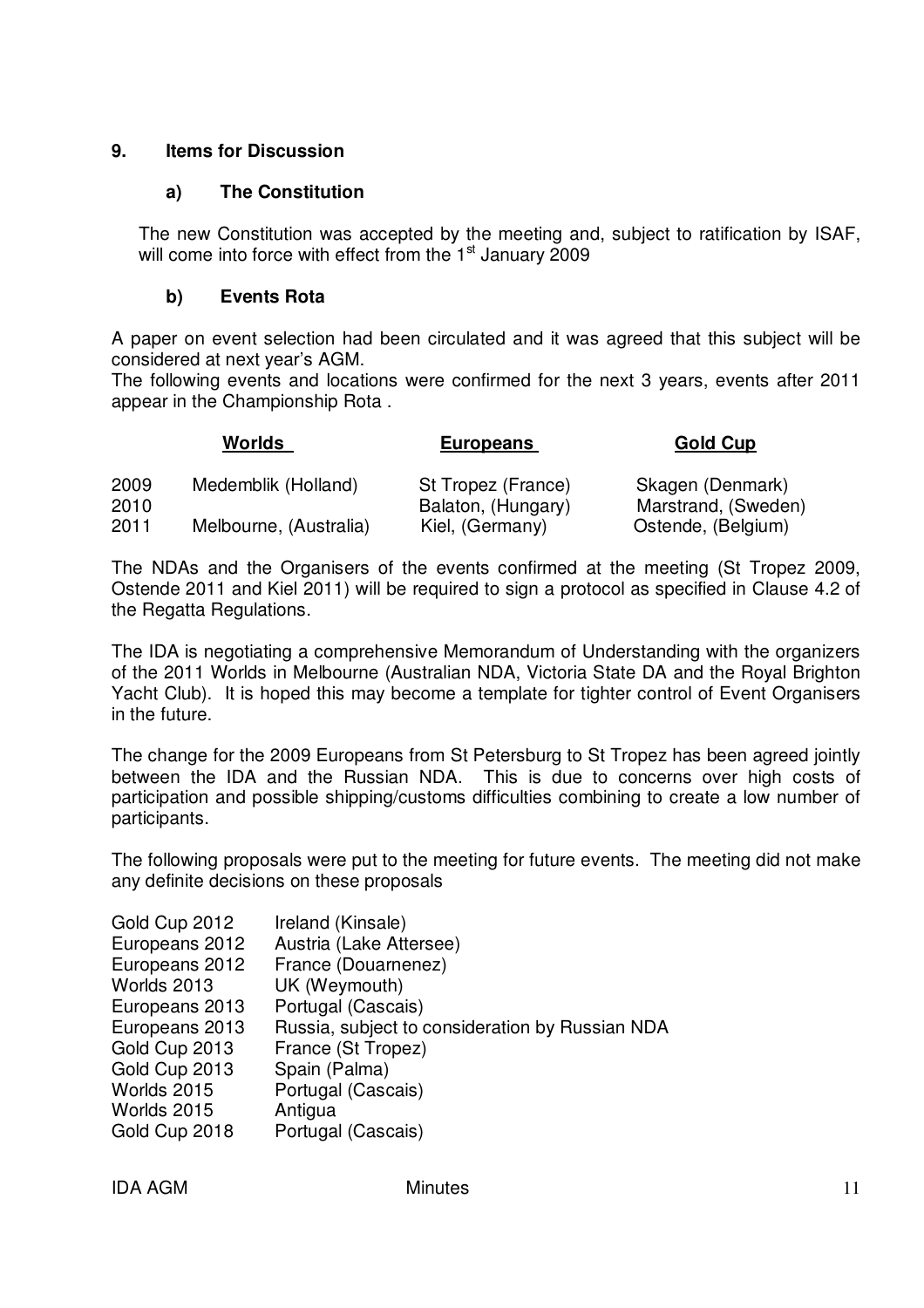## 9. Items for Discussion

### a) The Constitution

The new Constitution was accepted by the meeting and, subject to ratification by ISAF, will come into force with effect from the 1st January 2009

### b) Events Rota

A paper on event selection had been circulated and it was agreed that this subject will be considered at next year's AGM.
The following events and locations were confirmed for the next 3 years, events after 2011 appear in the Championship Rota .

| | Worlds | Europeans | Gold Cup |
|---|---|---|---|
| 2009 | Medemblik (Holland) | St Tropez (France) | Skagen (Denmark) |
| 2010 | | Balaton, (Hungary) | Marstrand, (Sweden) |
| 2011 | Melbourne, (Australia) | Kiel, (Germany) | Ostende, (Belgium) |

The NDAs and the Organisers of the events confirmed at the meeting (St Tropez 2009, Ostende 2011 and Kiel 2011) will be required to sign a protocol as specified in Clause 4.2 of the Regatta Regulations.

The IDA is negotiating a comprehensive Memorandum of Understanding with the organizers of the 2011 Worlds in Melbourne (Australian NDA, Victoria State DA and the Royal Brighton Yacht Club). It is hoped this may become a template for tighter control of Event Organisers in the future.

The change for the 2009 Europeans from St Petersburg to St Tropez has been agreed jointly between the IDA and the Russian NDA. This is due to concerns over high costs of participation and possible shipping/customs difficulties combining to create a low number of participants.

The following proposals were put to the meeting for future events. The meeting did not make any definite decisions on these proposals

| | |
|---|---|
| Gold Cup 2012 | Ireland (Kinsale) |
| Europeans 2012 | Austria (Lake Attersee) |
| Europeans 2012 | France (Douarnenez) |
| Worlds 2013 | UK (Weymouth) |
| Europeans 2013 | Portugal (Cascais) |
| Europeans 2013 | Russia, subject to consideration by Russian NDA |
| Gold Cup 2013 | France (St Tropez) |
| Gold Cup 2013 | Spain (Palma) |
| Worlds 2015 | Portugal (Cascais) |
| Worlds 2015 | Antigua |
| Gold Cup 2018 | Portugal (Cascais) |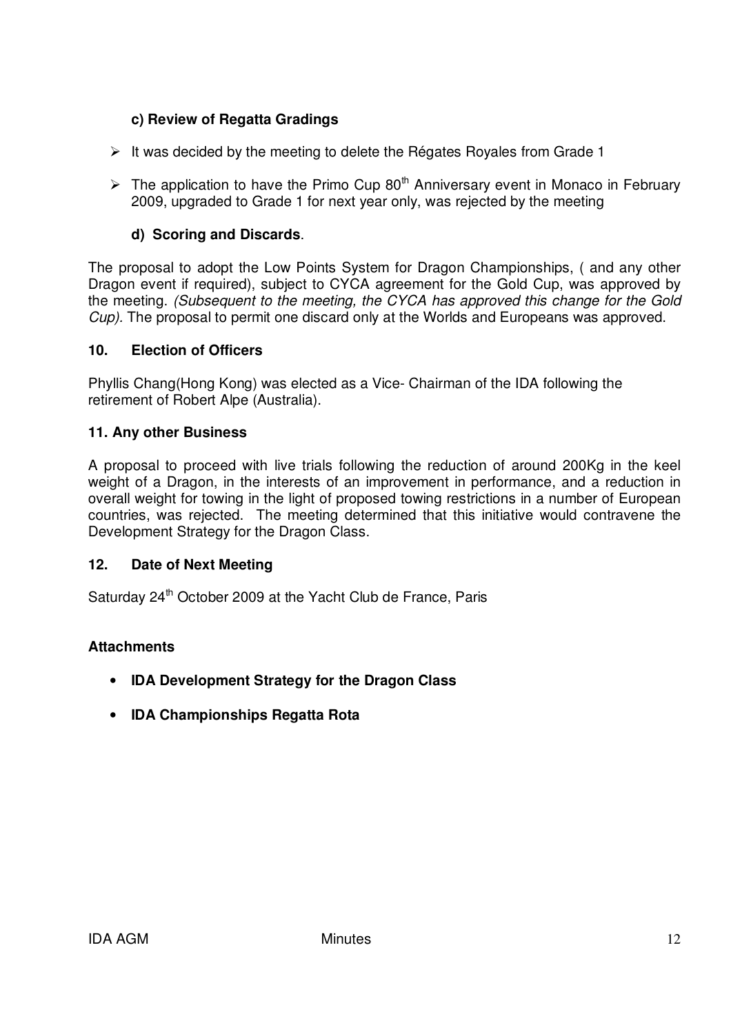### c) Review of Regatta Gradings

- It was decided by the meeting to delete the Régates Royales from Grade 1
- The application to have the Primo Cup 80th Anniversary event in Monaco in February 2009, upgraded to Grade 1 for next year only, was rejected by the meeting

### d) Scoring and Discards.

The proposal to adopt the Low Points System for Dragon Championships, ( and any other Dragon event if required), subject to CYCA agreement for the Gold Cup, was approved by the meeting. *(Subsequent to the meeting, the CYCA has approved this change for the Gold Cup).* The proposal to permit one discard only at the Worlds and Europeans was approved.

## 10. Election of Officers

Phyllis Chang(Hong Kong) was elected as a Vice- Chairman of the IDA following the retirement of Robert Alpe (Australia).

## 11. Any other Business

A proposal to proceed with live trials following the reduction of around 200Kg in the keel weight of a Dragon, in the interests of an improvement in performance, and a reduction in overall weight for towing in the light of proposed towing restrictions in a number of European countries, was rejected. The meeting determined that this initiative would contravene the Development Strategy for the Dragon Class.

## 12. Date of Next Meeting

Saturday 24th October 2009 at the Yacht Club de France, Paris

## Attachments

- **IDA Development Strategy for the Dragon Class**
- **IDA Championships Regatta Rota**